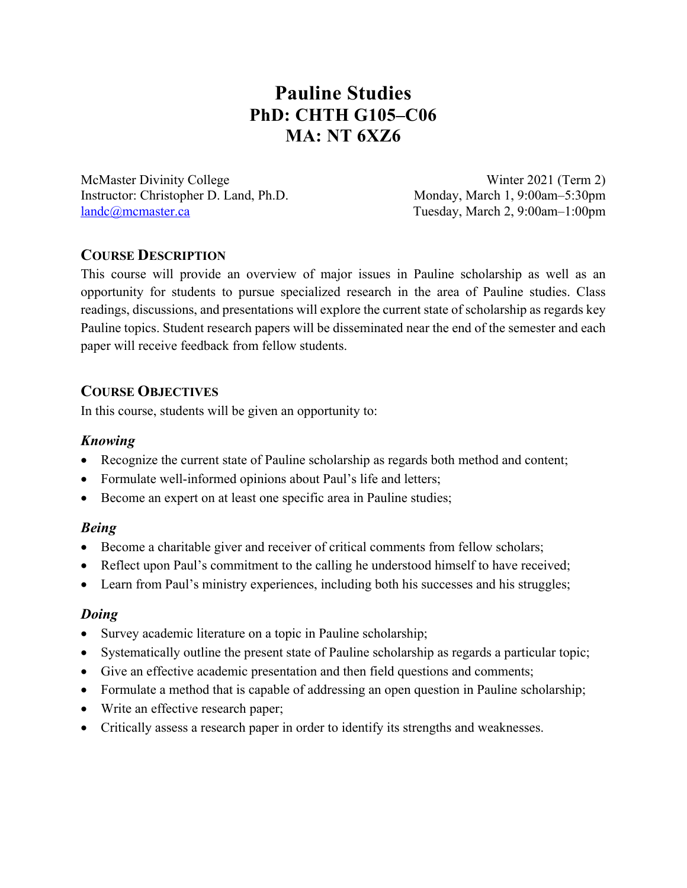# Pauline Studies
# PhD: CHTH G105–C06
# MA: NT 6XZ6

McMaster Divinity College
Instructor: Christopher D. Land, Ph.D.
landc@mcmaster.ca

Winter 2021 (Term 2)
Monday, March 1, 9:00am–5:30pm
Tuesday, March 2, 9:00am–1:00pm

## Course Description

This course will provide an overview of major issues in Pauline scholarship as well as an opportunity for students to pursue specialized research in the area of Pauline studies. Class readings, discussions, and presentations will explore the current state of scholarship as regards key Pauline topics. Student research papers will be disseminated near the end of the semester and each paper will receive feedback from fellow students.

## Course Objectives

In this course, students will be given an opportunity to:

### *Knowing*

- Recognize the current state of Pauline scholarship as regards both method and content;
- Formulate well-informed opinions about Paul's life and letters;
- Become an expert on at least one specific area in Pauline studies;

### *Being*

- Become a charitable giver and receiver of critical comments from fellow scholars;
- Reflect upon Paul's commitment to the calling he understood himself to have received;
- Learn from Paul's ministry experiences, including both his successes and his struggles;

### *Doing*

- Survey academic literature on a topic in Pauline scholarship;
- Systematically outline the present state of Pauline scholarship as regards a particular topic;
- Give an effective academic presentation and then field questions and comments;
- Formulate a method that is capable of addressing an open question in Pauline scholarship;
- Write an effective research paper;
- Critically assess a research paper in order to identify its strengths and weaknesses.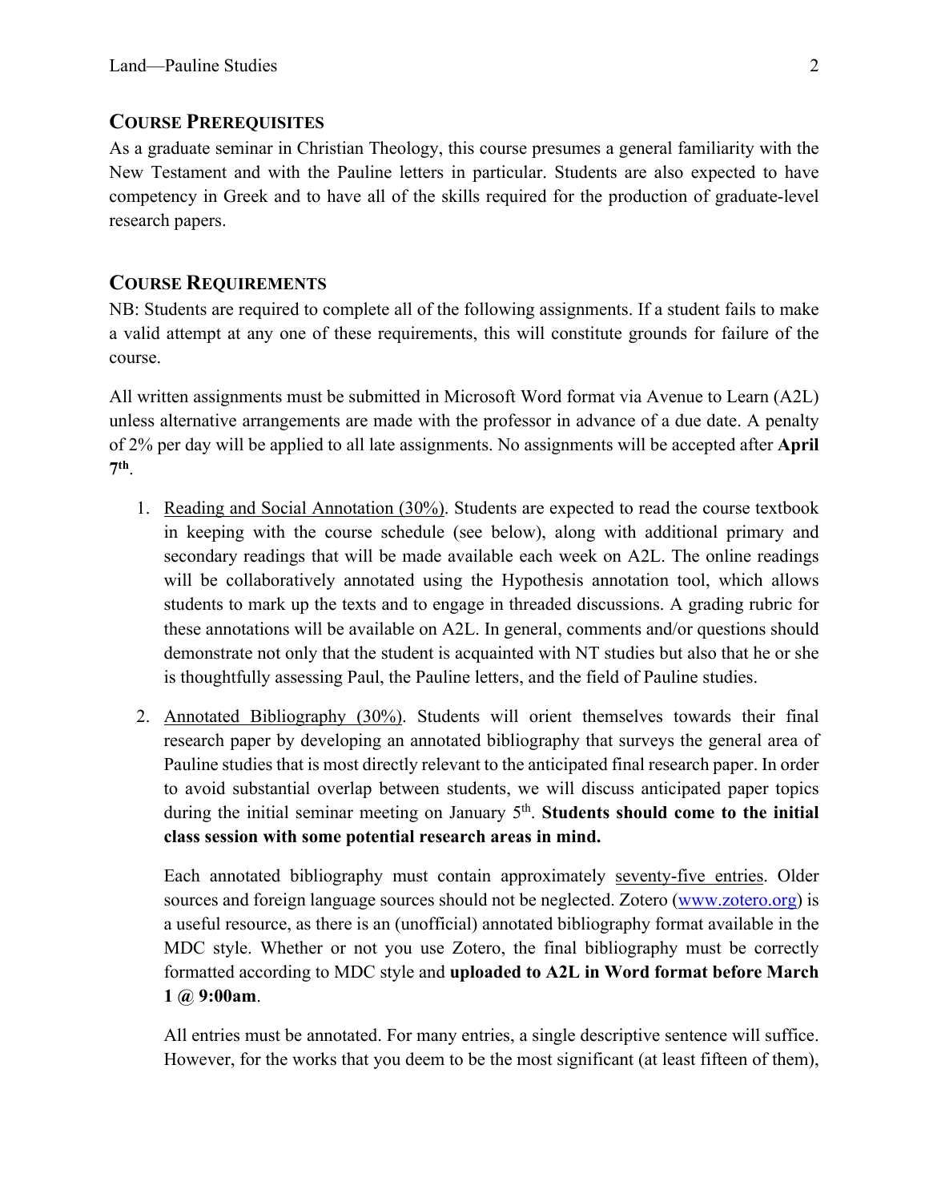## Course Prerequisites

As a graduate seminar in Christian Theology, this course presumes a general familiarity with the New Testament and with the Pauline letters in particular. Students are also expected to have competency in Greek and to have all of the skills required for the production of graduate-level research papers.

## Course Requirements

NB: Students are required to complete all of the following assignments. If a student fails to make a valid attempt at any one of these requirements, this will constitute grounds for failure of the course.

All written assignments must be submitted in Microsoft Word format via Avenue to Learn (A2L) unless alternative arrangements are made with the professor in advance of a due date. A penalty of 2% per day will be applied to all late assignments. No assignments will be accepted after **April 7th**.

1. Reading and Social Annotation (30%). Students are expected to read the course textbook in keeping with the course schedule (see below), along with additional primary and secondary readings that will be made available each week on A2L. The online readings will be collaboratively annotated using the Hypothesis annotation tool, which allows students to mark up the texts and to engage in threaded discussions. A grading rubric for these annotations will be available on A2L. In general, comments and/or questions should demonstrate not only that the student is acquainted with NT studies but also that he or she is thoughtfully assessing Paul, the Pauline letters, and the field of Pauline studies.

2. Annotated Bibliography (30%). Students will orient themselves towards their final research paper by developing an annotated bibliography that surveys the general area of Pauline studies that is most directly relevant to the anticipated final research paper. In order to avoid substantial overlap between students, we will discuss anticipated paper topics during the initial seminar meeting on January 5th. **Students should come to the initial class session with some potential research areas in mind.**

   Each annotated bibliography must contain approximately seventy-five entries. Older sources and foreign language sources should not be neglected. Zotero (www.zotero.org) is a useful resource, as there is an (unofficial) annotated bibliography format available in the MDC style. Whether or not you use Zotero, the final bibliography must be correctly formatted according to MDC style and **uploaded to A2L in Word format before March 1 @ 9:00am**.

   All entries must be annotated. For many entries, a single descriptive sentence will suffice. However, for the works that you deem to be the most significant (at least fifteen of them),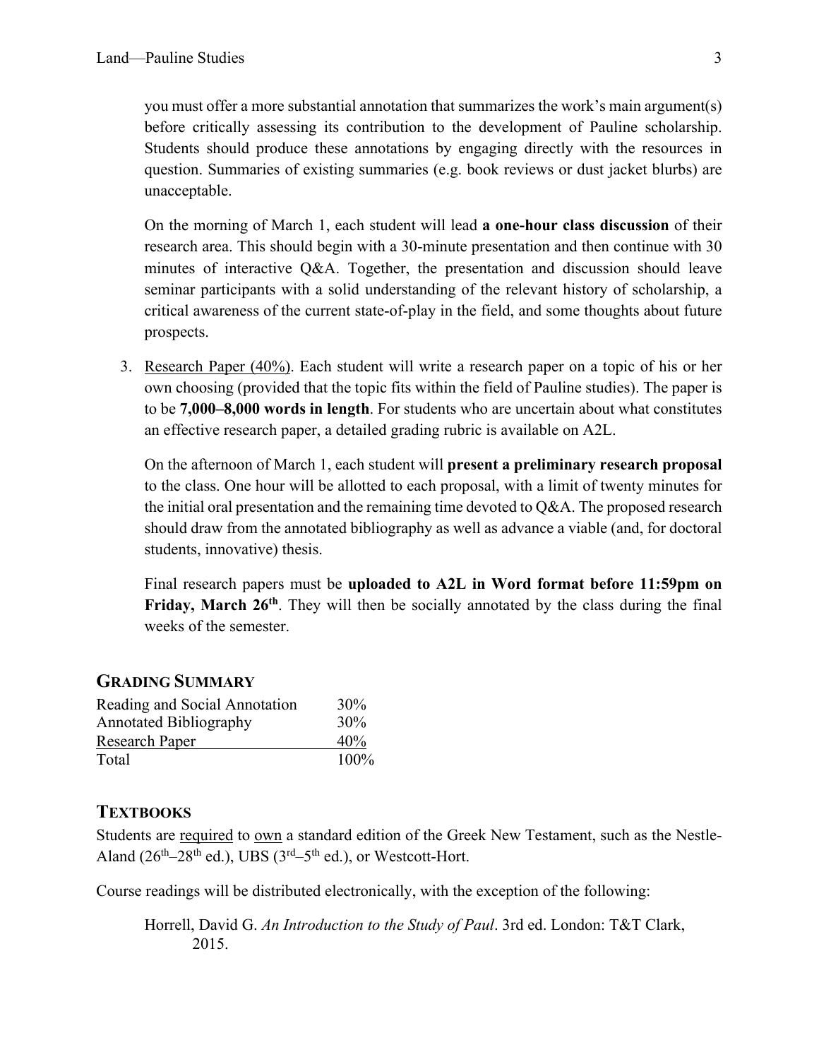you must offer a more substantial annotation that summarizes the work's main argument(s) before critically assessing its contribution to the development of Pauline scholarship. Students should produce these annotations by engaging directly with the resources in question. Summaries of existing summaries (e.g. book reviews or dust jacket blurbs) are unacceptable.

On the morning of March 1, each student will lead **a one-hour class discussion** of their research area. This should begin with a 30-minute presentation and then continue with 30 minutes of interactive Q&A. Together, the presentation and discussion should leave seminar participants with a solid understanding of the relevant history of scholarship, a critical awareness of the current state-of-play in the field, and some thoughts about future prospects.

3. Research Paper (40%). Each student will write a research paper on a topic of his or her own choosing (provided that the topic fits within the field of Pauline studies). The paper is to be **7,000–8,000 words in length**. For students who are uncertain about what constitutes an effective research paper, a detailed grading rubric is available on A2L.

   On the afternoon of March 1, each student will **present a preliminary research proposal** to the class. One hour will be allotted to each proposal, with a limit of twenty minutes for the initial oral presentation and the remaining time devoted to Q&A. The proposed research should draw from the annotated bibliography as well as advance a viable (and, for doctoral students, innovative) thesis.

   Final research papers must be **uploaded to A2L in Word format before 11:59pm on Friday, March 26th**. They will then be socially annotated by the class during the final weeks of the semester.

## GRADING SUMMARY

| | |
|---|---|
| Reading and Social Annotation | 30% |
| Annotated Bibliography | 30% |
| Research Paper | 40% |
| Total | 100% |

## TEXTBOOKS

Students are required to own a standard edition of the Greek New Testament, such as the Nestle-Aland (26th–28th ed.), UBS (3rd–5th ed.), or Westcott-Hort.

Course readings will be distributed electronically, with the exception of the following:

Horrell, David G. *An Introduction to the Study of Paul*. 3rd ed. London: T&T Clark, 2015.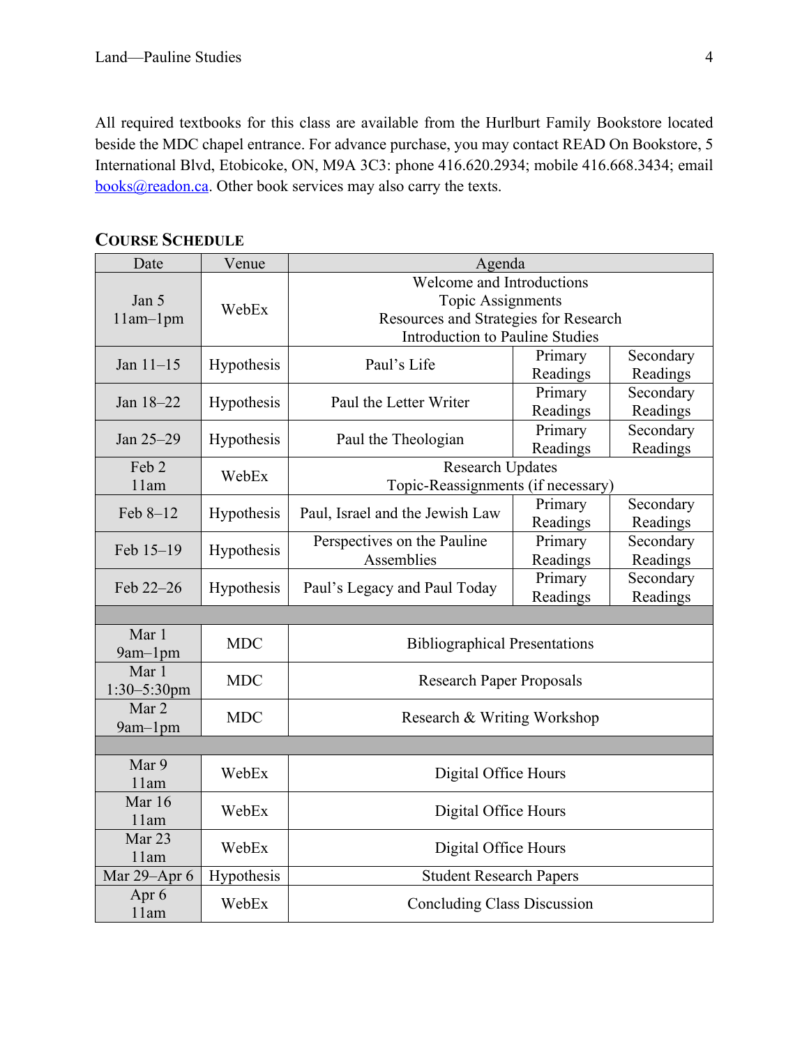All required textbooks for this class are available from the Hurlburt Family Bookstore located beside the MDC chapel entrance. For advance purchase, you may contact READ On Bookstore, 5 International Blvd, Etobicoke, ON, M9A 3C3: phone 416.620.2934; mobile 416.668.3434; email books@readon.ca. Other book services may also carry the texts.

## Course Schedule

| Date | Venue | Agenda | | |
|---|---|---|---|---|
| Jan 5 11am–1pm | WebEx | Welcome and Introductions<br>Topic Assignments<br>Resources and Strategies for Research<br>Introduction to Pauline Studies | | |
| Jan 11–15 | Hypothesis | Paul's Life | Primary Readings | Secondary Readings |
| Jan 18–22 | Hypothesis | Paul the Letter Writer | Primary Readings | Secondary Readings |
| Jan 25–29 | Hypothesis | Paul the Theologian | Primary Readings | Secondary Readings |
| Feb 2 11am | WebEx | Research Updates<br>Topic-Reassignments (if necessary) | | |
| Feb 8–12 | Hypothesis | Paul, Israel and the Jewish Law | Primary Readings | Secondary Readings |
| Feb 15–19 | Hypothesis | Perspectives on the Pauline Assemblies | Primary Readings | Secondary Readings |
| Feb 22–26 | Hypothesis | Paul's Legacy and Paul Today | Primary Readings | Secondary Readings |
| | | | | |
| Mar 1 9am–1pm | MDC | Bibliographical Presentations | | |
| Mar 1 1:30–5:30pm | MDC | Research Paper Proposals | | |
| Mar 2 9am–1pm | MDC | Research & Writing Workshop | | |
| | | | | |
| Mar 9 11am | WebEx | Digital Office Hours | | |
| Mar 16 11am | WebEx | Digital Office Hours | | |
| Mar 23 11am | WebEx | Digital Office Hours | | |
| Mar 29–Apr 6 | Hypothesis | Student Research Papers | | |
| Apr 6 11am | WebEx | Concluding Class Discussion | | |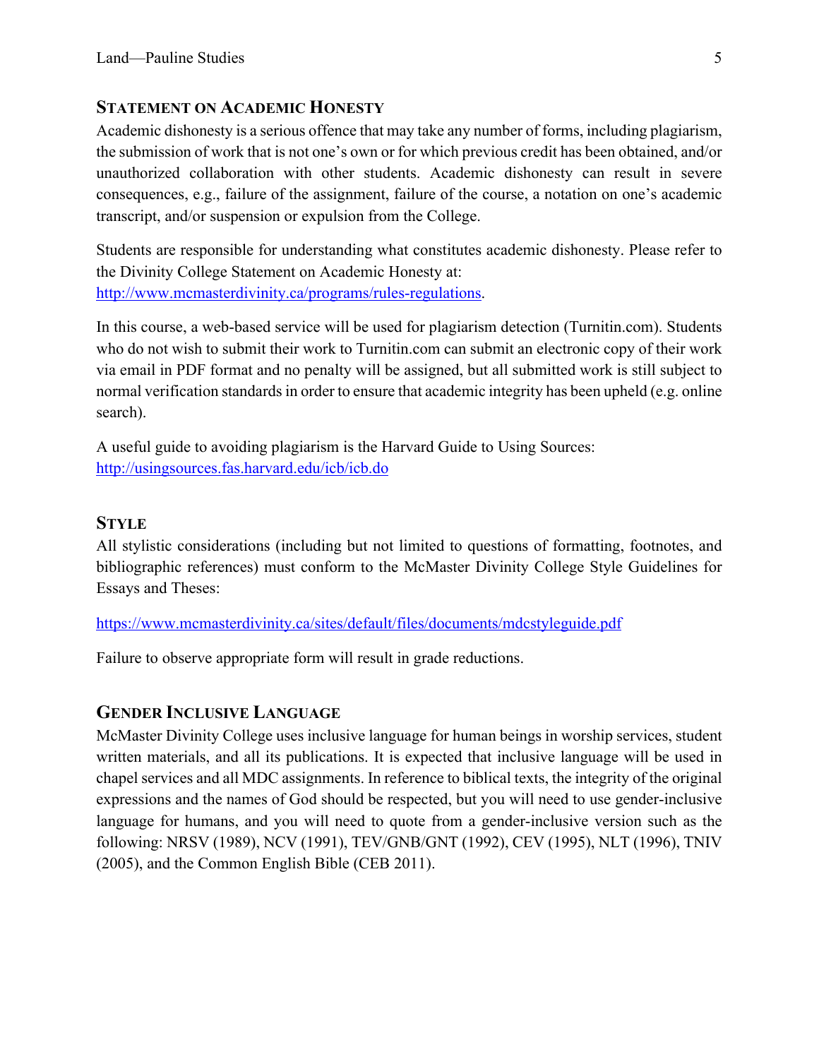## Statement on Academic Honesty

Academic dishonesty is a serious offence that may take any number of forms, including plagiarism, the submission of work that is not one's own or for which previous credit has been obtained, and/or unauthorized collaboration with other students. Academic dishonesty can result in severe consequences, e.g., failure of the assignment, failure of the course, a notation on one's academic transcript, and/or suspension or expulsion from the College.

Students are responsible for understanding what constitutes academic dishonesty. Please refer to the Divinity College Statement on Academic Honesty at:
[http://www.mcmasterdivinity.ca/programs/rules-regulations](http://www.mcmasterdivinity.ca/programs/rules-regulations).

In this course, a web-based service will be used for plagiarism detection (Turnitin.com). Students who do not wish to submit their work to Turnitin.com can submit an electronic copy of their work via email in PDF format and no penalty will be assigned, but all submitted work is still subject to normal verification standards in order to ensure that academic integrity has been upheld (e.g. online search).

A useful guide to avoiding plagiarism is the Harvard Guide to Using Sources:
[http://usingsources.fas.harvard.edu/icb/icb.do](http://usingsources.fas.harvard.edu/icb/icb.do)

## Style

All stylistic considerations (including but not limited to questions of formatting, footnotes, and bibliographic references) must conform to the McMaster Divinity College Style Guidelines for Essays and Theses:

[https://www.mcmasterdivinity.ca/sites/default/files/documents/mdcstyleguide.pdf](https://www.mcmasterdivinity.ca/sites/default/files/documents/mdcstyleguide.pdf)

Failure to observe appropriate form will result in grade reductions.

## Gender Inclusive Language

McMaster Divinity College uses inclusive language for human beings in worship services, student written materials, and all its publications. It is expected that inclusive language will be used in chapel services and all MDC assignments. In reference to biblical texts, the integrity of the original expressions and the names of God should be respected, but you will need to use gender-inclusive language for humans, and you will need to quote from a gender-inclusive version such as the following: NRSV (1989), NCV (1991), TEV/GNB/GNT (1992), CEV (1995), NLT (1996), TNIV (2005), and the Common English Bible (CEB 2011).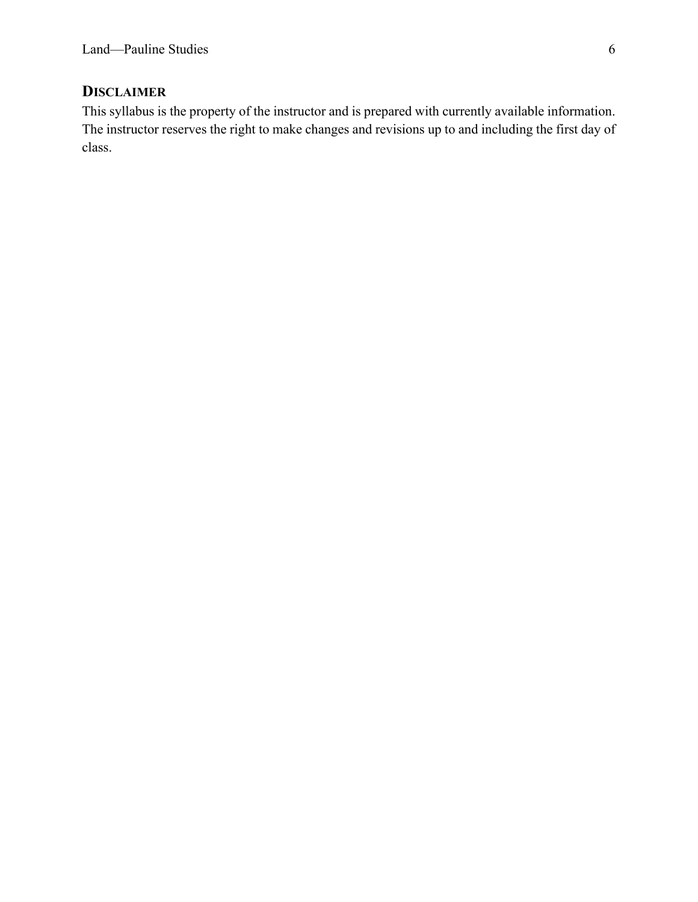## Disclaimer

This syllabus is the property of the instructor and is prepared with currently available information. The instructor reserves the right to make changes and revisions up to and including the first day of class.